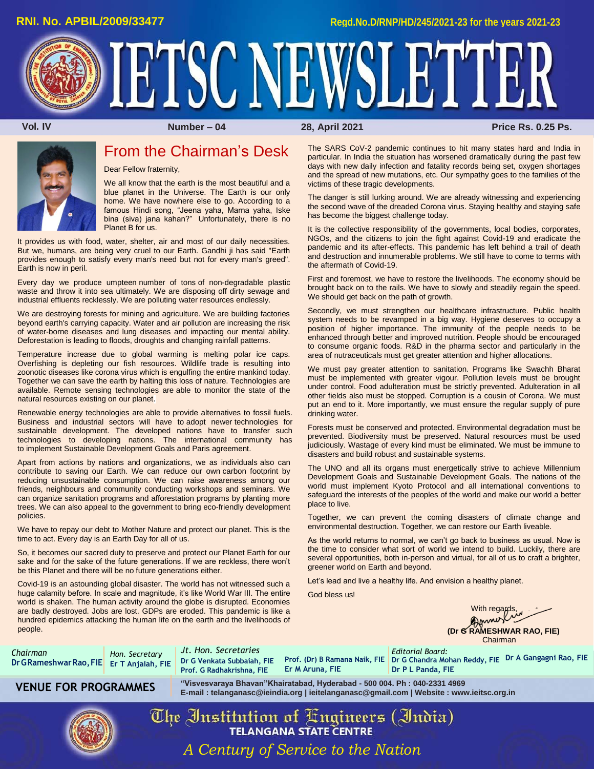RNI. No. APBIL/2009/33477

Regd.No.D/RNP/HD/245/2021-23 for the years 2021-23

# IETSC NEWSLETTER

Vol. IV | Number – 04 | 28, April 2021 | Price Rs. 0.25 Ps.

## From the Chairman's Desk

Dear Fellow fraternity,

We all know that the earth is the most beautiful and a blue planet in the Universe. The Earth is our only home. We have nowhere else to go. According to a famous Hindi song, "Jeena yaha, Marna yaha, Iske bina (siva) jana kahan?" Unfortunately, there is no Planet B for us.

It provides us with food, water, shelter, air and most of our daily necessities. But we, humans, are being very cruel to our Earth. Gandhi ji has said "Earth provides enough to satisfy every man's need but not for every man's greed". Earth is now in peril.

Every day we produce umpteen number of tons of non-degradable plastic waste and throw it into sea ultimately. We are disposing off dirty sewage and industrial effluents recklessly. We are polluting water resources endlessly.

We are destroying forests for mining and agriculture. We are building factories beyond earth's carrying capacity. Water and air pollution are increasing the risk of water-borne diseases and lung diseases and impacting our mental ability. Deforestation is leading to floods, droughts and changing rainfall patterns.

Temperature increase due to global warming is melting polar ice caps. Overfishing is depleting our fish resources. Wildlife trade is resulting into zoonotic diseases like corona virus which is engulfing the entire mankind today. Together we can save the earth by halting this loss of nature. Technologies are available. Remote sensing technologies are able to monitor the state of the natural resources existing on our planet.

Renewable energy technologies are able to provide alternatives to fossil fuels. Business and industrial sectors will have to adopt newer technologies for sustainable development. The developed nations have to transfer such technologies to developing nations. The international community has to implement Sustainable Development Goals and Paris agreement.

Apart from actions by nations and organizations, we as individuals also can contribute to saving our Earth. We can reduce our own carbon footprint by reducing unsustainable consumption. We can raise awareness among our friends, neighbours and community conducting workshops and seminars. We can organize sanitation programs and afforestation programs by planting more trees. We can also appeal to the government to bring eco-friendly development policies.

We have to repay our debt to Mother Nature and protect our planet. This is the time to act. Every day is an Earth Day for all of us.

So, it becomes our sacred duty to preserve and protect our Planet Earth for our sake and for the sake of the future generations. If we are reckless, there won't be this Planet and there will be no future generations either.

Covid-19 is an astounding global disaster. The world has not witnessed such a huge calamity before. In scale and magnitude, it's like World War III. The entire world is shaken. The human activity around the globe is disrupted. Economies are badly destroyed. Jobs are lost. GDPs are eroded. This pandemic is like a hundred epidemics attacking the human life on the earth and the livelihoods of people.

The SARS CoV-2 pandemic continues to hit many states hard and India in particular. In India the situation has worsened dramatically during the past few days with new daily infection and fatality records being set, oxygen shortages and the spread of new mutations, etc. Our sympathy goes to the families of the victims of these tragic developments.

The danger is still lurking around. We are already witnessing and experiencing the second wave of the dreaded Corona virus. Staying healthy and staying safe has become the biggest challenge today.

It is the collective responsibility of the governments, local bodies, corporates, NGOs, and the citizens to join the fight against Covid-19 and eradicate the pandemic and its after-effects. This pandemic has left behind a trail of death and destruction and innumerable problems. We still have to come to terms with the aftermath of Covid-19.

First and foremost, we have to restore the livelihoods. The economy should be brought back on to the rails. We have to slowly and steadily regain the speed. We should get back on the path of growth.

Secondly, we must strengthen our healthcare infrastructure. Public health system needs to be revamped in a big way. Hygiene deserves to occupy a position of higher importance. The immunity of the people needs to be enhanced through better and improved nutrition. People should be encouraged to consume organic foods. R&D in the pharma sector and particularly in the area of nutraceuticals must get greater attention and higher allocations.

We must pay greater attention to sanitation. Programs like Swachh Bharat must be implemented with greater vigour. Pollution levels must be brought under control. Food adulteration must be strictly prevented. Adulteration in all other fields also must be stopped. Corruption is a cousin of Corona. We must put an end to it. More importantly, we must ensure the regular supply of pure drinking water.

Forests must be conserved and protected. Environmental degradation must be prevented. Biodiversity must be preserved. Natural resources must be used judiciously. Wastage of every kind must be eliminated. We must be immune to disasters and build robust and sustainable systems.

The UNO and all its organs must energetically strive to achieve Millennium Development Goals and Sustainable Development Goals. The nations of the world must implement Kyoto Protocol and all international conventions to safeguard the interests of the peoples of the world and make our world a better place to live.

Together, we can prevent the coming disasters of climate change and environmental destruction. Together, we can restore our Earth liveable.

As the world returns to normal, we can't go back to business as usual. Now is the time to consider what sort of world we intend to build. Luckily, there are several opportunities, both in-person and virtual, for all of us to craft a brighter, greener world on Earth and beyond.

Let's lead and live a healthy life. And envision a healthy planet.

God bless us!

With regards,

**(Dr G RAMESHWAR RAO, FIE)**
Chairman

*Chairman*
**Dr G Rameshwar Rao, FIE**

*Hon. Secretary*
**Er T Anjaiah, FIE**

*Jt. Hon. Secretaries*
**Dr G Venkata Subbaiah, FIE**
**Prof. G Radhakrishna, FIE**
**Prof. (Dr) B Ramana Naik, FIE**
**Er M Aruna, FIE**

*Editorial Board:*
**Dr G Chandra Mohan Reddy, FIE**
**Dr P L Panda, FIE**
**Dr A Gangagni Rao, FIE**

**VENUE FOR PROGRAMMES**

**"Visvesvaraya Bhavan" Khairatabad, Hyderabad - 500 004. Ph : 040-2331 4969**
**E-mail : telanganasc@ieindia.org | ieitelanganasc@gmail.com | Website : www.ieitsc.org.in**

The Institution of Engineers (India)
TELANGANA STATE CENTRE
*A Century of Service to the Nation*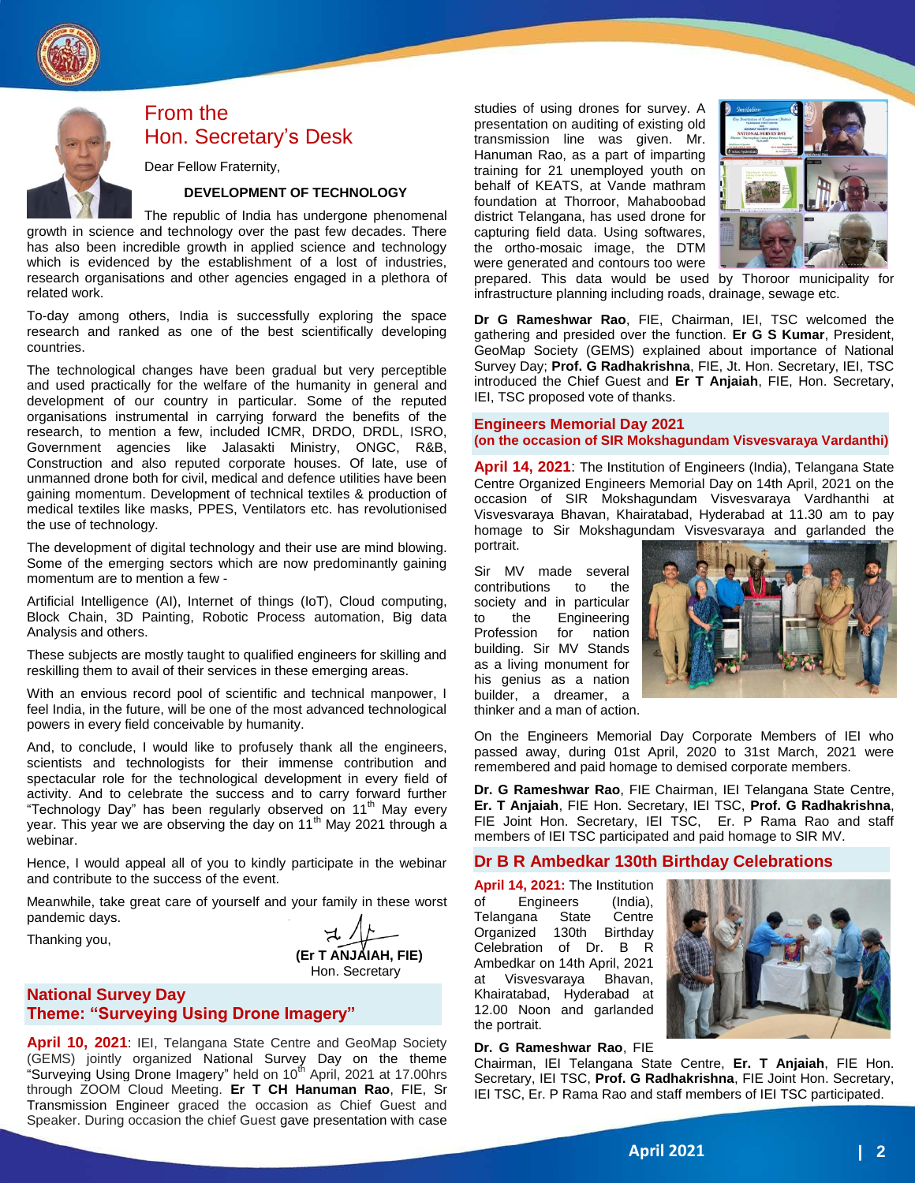## From the Hon. Secretary's Desk

Dear Fellow Fraternity,

### DEVELOPMENT OF TECHNOLOGY

The republic of India has undergone phenomenal growth in science and technology over the past few decades. There has also been incredible growth in applied science and technology which is evidenced by the establishment of a lost of industries, research organisations and other agencies engaged in a plethora of related work.

To-day among others, India is successfully exploring the space research and ranked as one of the best scientifically developing countries.

The technological changes have been gradual but very perceptible and used practically for the welfare of the humanity in general and development of our country in particular. Some of the reputed organisations instrumental in carrying forward the benefits of the research, to mention a few, included ICMR, DRDO, DRDL, ISRO, Government agencies like Jalasakti Ministry, ONGC, R&B, Construction and also reputed corporate houses. Of late, use of unmanned drone both for civil, medical and defence utilities have been gaining momentum. Development of technical textiles & production of medical textiles like masks, PPES, Ventilators etc. has revolutionised the use of technology.

The development of digital technology and their use are mind blowing. Some of the emerging sectors which are now predominantly gaining momentum are to mention a few -

Artificial Intelligence (AI), Internet of things (IoT), Cloud computing, Block Chain, 3D Painting, Robotic Process automation, Big data Analysis and others.

These subjects are mostly taught to qualified engineers for skilling and reskilling them to avail of their services in these emerging areas.

With an envious record pool of scientific and technical manpower, I feel India, in the future, will be one of the most advanced technological powers in every field conceivable by humanity.

And, to conclude, I would like to profusely thank all the engineers, scientists and technologists for their immense contribution and spectacular role for the technological development in every field of activity. And to celebrate the success and to carry forward further "Technology Day" has been regularly observed on 11th May every year. This year we are observing the day on 11th May 2021 through a webinar.

Hence, I would appeal all of you to kindly participate in the webinar and contribute to the success of the event.

Meanwhile, take great care of yourself and your family in these worst pandemic days.

Thanking you,

**(Er T ANJAIAH, FIE)**
Hon. Secretary

## National Survey Day
## Theme: "Surveying Using Drone Imagery"

**April 10, 2021**: IEI, Telangana State Centre and GeoMap Society (GEMS) jointly organized National Survey Day on the theme "Surveying Using Drone Imagery" held on 10th April, 2021 at 17.00hrs through ZOOM Cloud Meeting. **Er T CH Hanuman Rao**, FIE, Sr Transmission Engineer graced the occasion as Chief Guest and Speaker. During occasion the chief Guest gave presentation with case studies of using drones for survey. A presentation on auditing of existing old transmission line was given. Mr. Hanuman Rao, as a part of imparting training for 21 unemployed youth on behalf of KEATS, at Vande mathram foundation at Thorroor, Mahaboobad district Telangana, has used drone for capturing field data. Using softwares, the ortho-mosaic image, the DTM were generated and contours too were prepared. This data would be used by Thoroor municipality for infrastructure planning including roads, drainage, sewage etc.

**Dr G Rameshwar Rao**, FIE, Chairman, IEI, TSC welcomed the gathering and presided over the function. **Er G S Kumar**, President, GeoMap Society (GEMS) explained about importance of National Survey Day; **Prof. G Radhakrishna**, FIE, Jt. Hon. Secretary, IEI, TSC introduced the Chief Guest and **Er T Anjaiah**, FIE, Hon. Secretary, IEI, TSC proposed vote of thanks.

## Engineers Memorial Day 2021
### (on the occasion of SIR Mokshagundam Visvesvaraya Vardanthi)

**April 14, 2021**: The Institution of Engineers (India), Telangana State Centre Organized Engineers Memorial Day on 14th April, 2021 on the occasion of SIR Mokshagundam Visvesvaraya Vardhanthi at Visvesvaraya Bhavan, Khairatabad, Hyderabad at 11.30 am to pay homage to Sir Mokshagundam Visvesvaraya and garlanded the portrait.

Sir MV made several contributions to the society and in particular to the Engineering Profession for nation building. Sir MV Stands as a living monument for his genius as a nation builder, a dreamer, a thinker and a man of action.

On the Engineers Memorial Day Corporate Members of IEI who passed away, during 01st April, 2020 to 31st March, 2021 were remembered and paid homage to demised corporate members.

**Dr. G Rameshwar Rao**, FIE Chairman, IEI Telangana State Centre, **Er. T Anjaiah**, FIE Hon. Secretary, IEI TSC, **Prof. G Radhakrishna**, FIE Joint Hon. Secretary, IEI TSC, Er. P Rama Rao and staff members of IEI TSC participated and paid homage to SIR MV.

## Dr B R Ambedkar 130th Birthday Celebrations

**April 14, 2021:** The Institution of Engineers (India), Telangana State Centre Organized 130th Birthday Celebration of Dr. B R Ambedkar on 14th April, 2021 at Visvesvaraya Bhavan, Khairatabad, Hyderabad at 12.00 Noon and garlanded the portrait.

**Dr. G Rameshwar Rao**, FIE Chairman, IEI Telangana State Centre, **Er. T Anjaiah**, FIE Hon. Secretary, IEI TSC, **Prof. G Radhakrishna**, FIE Joint Hon. Secretary, IEI TSC, Er. P Rama Rao and staff members of IEI TSC participated.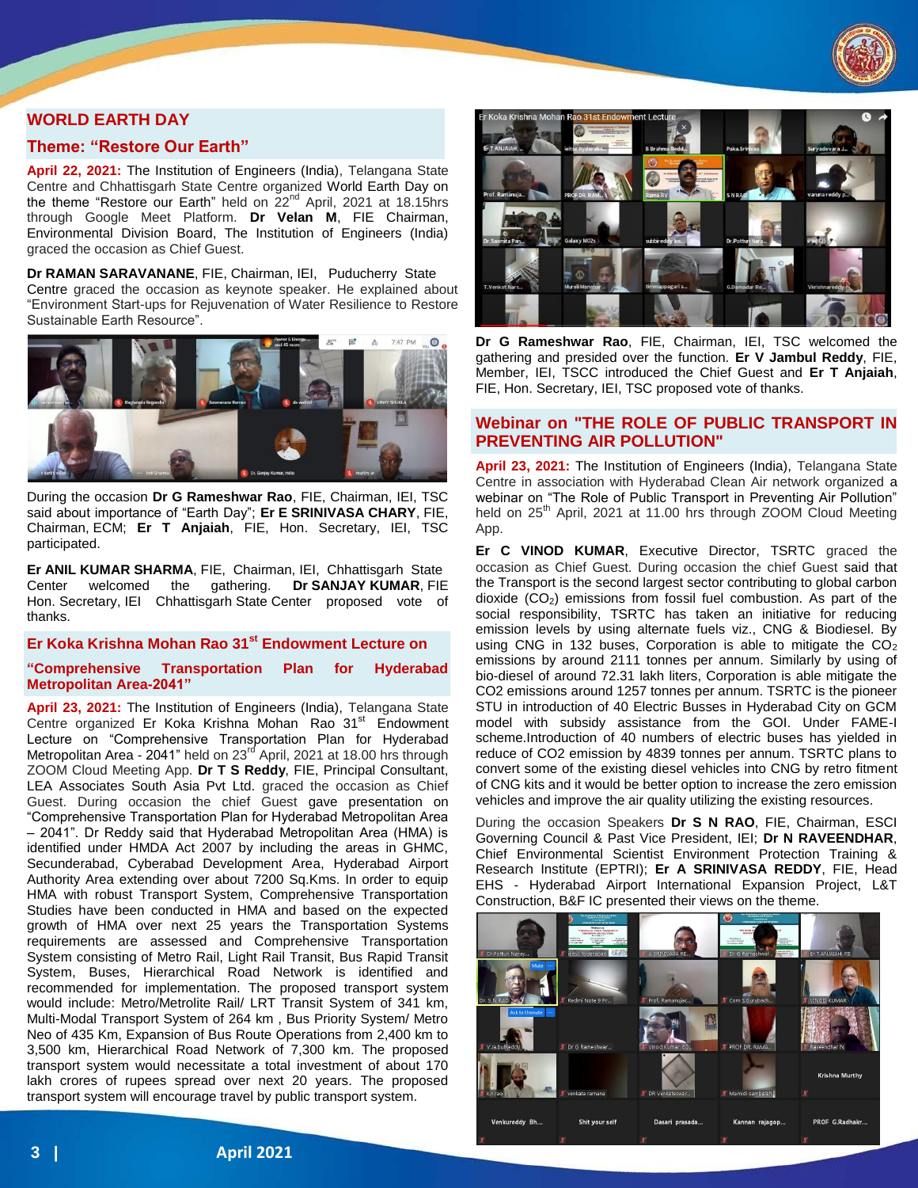## WORLD EARTH DAY

### Theme: "Restore Our Earth"

**April 22, 2021:** The Institution of Engineers (India), Telangana State Centre and Chhattisgarh State Centre organized World Earth Day on the theme "Restore our Earth" held on 22nd April, 2021 at 18.15hrs through Google Meet Platform. **Dr Velan M**, FIE Chairman, Environmental Division Board, The Institution of Engineers (India) graced the occasion as Chief Guest.

**Dr RAMAN SARAVANANE**, FIE, Chairman, IEI, Puducherry State Centre graced the occasion as keynote speaker. He explained about "Environment Start-ups for Rejuvenation of Water Resilience to Restore Sustainable Earth Resource".

During the occasion **Dr G Rameshwar Rao**, FIE, Chairman, IEI, TSC said about importance of "Earth Day"; **Er E SRINIVASA CHARY**, FIE, Chairman, ECM; **Er T Anjaiah**, FIE, Hon. Secretary, IEI, TSC participated.

**Er ANIL KUMAR SHARMA**, FIE, Chairman, IEI, Chhattisgarh State Center welcomed the gathering. **Dr SANJAY KUMAR**, FIE Hon. Secretary, IEI Chhattisgarh State Center proposed vote of thanks.

## Er Koka Krishna Mohan Rao 31st Endowment Lecture on "Comprehensive Transportation Plan for Hyderabad Metropolitan Area-2041"

**April 23, 2021:** The Institution of Engineers (India), Telangana State Centre organized Er Koka Krishna Mohan Rao 31st Endowment Lecture on "Comprehensive Transportation Plan for Hyderabad Metropolitan Area - 2041" held on 23rd April, 2021 at 18.00 hrs through ZOOM Cloud Meeting App. **Dr T S Reddy**, FIE, Principal Consultant, LEA Associates South Asia Pvt Ltd. graced the occasion as Chief Guest. During occasion the chief Guest gave presentation on "Comprehensive Transportation Plan for Hyderabad Metropolitan Area – 2041". Dr Reddy said that Hyderabad Metropolitan Area (HMA) is identified under HMDA Act 2007 by including the areas in GHMC, Secunderabad, Cyberabad Development Area, Hyderabad Airport Authority Area extending over about 7200 Sq.Kms. In order to equip HMA with robust Transport System, Comprehensive Transportation Studies have been conducted in HMA and based on the expected growth of HMA over next 25 years the Transportation Systems requirements are assessed and Comprehensive Transportation System consisting of Metro Rail, Light Rail Transit, Bus Rapid Transit System, Buses, Hierarchical Road Network is identified and recommended for implementation. The proposed transport system would include: Metro/Metrolite Rail/ LRT Transit System of 341 km, Multi-Modal Transport System of 264 km , Bus Priority System/ Metro Neo of 435 Km, Expansion of Bus Route Operations from 2,400 km to 3,500 km, Hierarchical Road Network of 7,300 km. The proposed transport system would necessitate a total investment of about 170 lakh crores of rupees spread over next 20 years. The proposed transport system will encourage travel by public transport system.

**Dr G Rameshwar Rao**, FIE, Chairman, IEI, TSC welcomed the gathering and presided over the function. **Er V Jambul Reddy**, FIE, Member, IEI, TSCC introduced the Chief Guest and **Er T Anjaiah**, FIE, Hon. Secretary, IEI, TSC proposed vote of thanks.

## Webinar on "THE ROLE OF PUBLIC TRANSPORT IN PREVENTING AIR POLLUTION"

**April 23, 2021:** The Institution of Engineers (India), Telangana State Centre in association with Hyderabad Clean Air network organized a webinar on "The Role of Public Transport in Preventing Air Pollution" held on 25th April, 2021 at 11.00 hrs through ZOOM Cloud Meeting App.

**Er C VINOD KUMAR**, Executive Director, TSRTC graced the occasion as Chief Guest. During occasion the chief Guest said that the Transport is the second largest sector contributing to global carbon dioxide ($CO_2$) emissions from fossil fuel combustion. As part of the social responsibility, TSRTC has taken an initiative for reducing emission levels by using alternate fuels viz., CNG & Biodiesel. By using CNG in 132 buses, Corporation is able to mitigate the $CO_2$ emissions by around 2111 tonnes per annum. Similarly by using of bio-diesel of around 72.31 lakh liters, Corporation is able mitigate the CO2 emissions around 1257 tonnes per annum. TSRTC is the pioneer STU in introduction of 40 Electric Busses in Hyderabad City on GCM model with subsidy assistance from the GOI. Under FAME-I scheme.Introduction of 40 numbers of electric buses has yielded in reduce of CO2 emission by 4839 tonnes per annum. TSRTC plans to convert some of the existing diesel vehicles into CNG by retro fitment of CNG kits and it would be better option to increase the zero emission vehicles and improve the air quality utilizing the existing resources.

During the occasion Speakers **Dr S N RAO**, FIE, Chairman, ESCI Governing Council & Past Vice President, IEI; **Dr N RAVEENDHAR**, Chief Environmental Scientist Environment Protection Training & Research Institute (EPTRI); **Er A SRINIVASA REDDY**, FIE, Head EHS - Hyderabad Airport International Expansion Project, L&T Construction, B&F IC presented their views on the theme.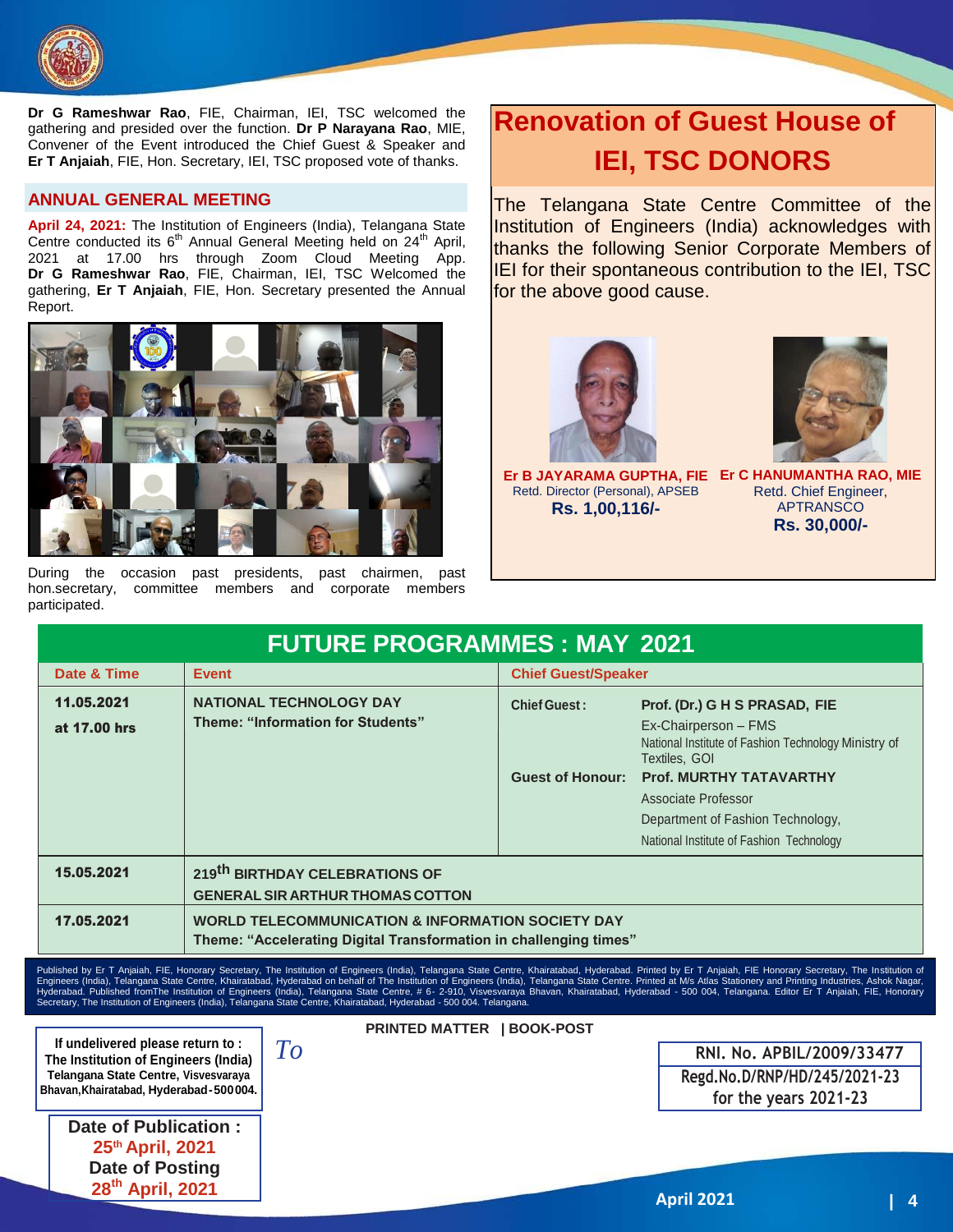**Dr G Rameshwar Rao**, FIE, Chairman, IEI, TSC welcomed the gathering and presided over the function. **Dr P Narayana Rao**, MIE, Convener of the Event introduced the Chief Guest & Speaker and **Er T Anjaiah**, FIE, Hon. Secretary, IEI, TSC proposed vote of thanks.

## ANNUAL GENERAL MEETING

**April 24, 2021:** The Institution of Engineers (India), Telangana State Centre conducted its 6th Annual General Meeting held on 24th April, 2021 at 17.00 hrs through Zoom Cloud Meeting App. **Dr G Rameshwar Rao**, FIE, Chairman, IEI, TSC Welcomed the gathering, **Er T Anjaiah**, FIE, Hon. Secretary presented the Annual Report.

During the occasion past presidents, past chairmen, past hon.secretary, committee members and corporate members participated.

## Renovation of Guest House of IEI, TSC DONORS

The Telangana State Centre Committee of the Institution of Engineers (India) acknowledges with thanks the following Senior Corporate Members of IEI for their spontaneous contribution to the IEI, TSC for the above good cause.

**Er B JAYARAMA GUPTHA, FIE**
Retd. Director (Personal), APSEB
**Rs. 1,00,116/-**

**Er C HANUMANTHA RAO, MIE**
Retd. Chief Engineer, APTRANSCO
**Rs. 30,000/-**

## FUTURE PROGRAMMES : MAY 2021

| Date & Time | Event | Chief Guest/Speaker | |
|---|---|---|---|
| **11.05.2021 at 17.00 hrs** | **NATIONAL TECHNOLOGY DAY** **Theme: "Information for Students"** | **Chief Guest :** | **Prof. (Dr.) G H S PRASAD, FIE** Ex-Chairperson – FMS National Institute of Fashion Technology Ministry of Textiles, GOI |
| | | **Guest of Honour:** | **Prof. MURTHY TATAVARTHY** Associate Professor Department of Fashion Technology, National Institute of Fashion Technology |
| **15.05.2021** | **219th BIRTHDAY CELEBRATIONS OF GENERAL SIR ARTHUR THOMAS COTTON** | | |
| **17.05.2021** | **WORLD TELECOMMUNICATION & INFORMATION SOCIETY DAY** **Theme: "Accelerating Digital Transformation in challenging times"** | | |

Published by Er T Anjaiah, FIE, Honorary Secretary, The Institution of Engineers (India), Telangana State Centre, Khairatabad, Hyderabad. Printed by Er T Anjaiah, FIE Honorary Secretary, The Institution of Engineers (India), Telangana State Centre, Khairatabad, Hyderabad on behalf of The Institution of Engineers (India), Telangana State Centre. Printed at M/s Atlas Stationery and Printing Industries, Ashok Nagar, Hyderabad. Published fromThe Institution of Engineers (India), Telangana State Centre, # 6- 2-910, Visvesvaraya Bhavan, Khairatabad, Hyderabad - 500 004, Telangana. Editor Er T Anjaiah, FIE, Honorary Secretary, The Institution of Engineers (India), Telangana State Centre, Khairatabad, Hyderabad - 500 004. Telangana.

**PRINTED MATTER | BOOK-POST**

**If undelivered please return to :**
**The Institution of Engineers (India)**
**Telangana State Centre, Visvesvaraya Bhavan, Khairatabad, Hyderabad - 500 004.**

*To*

**RNI. No. APBIL/2009/33477**
**Regd.No.D/RNP/HD/245/2021-23**
**for the years 2021-23**

**Date of Publication : 25th April, 2021**
**Date of Posting 28th April, 2021**